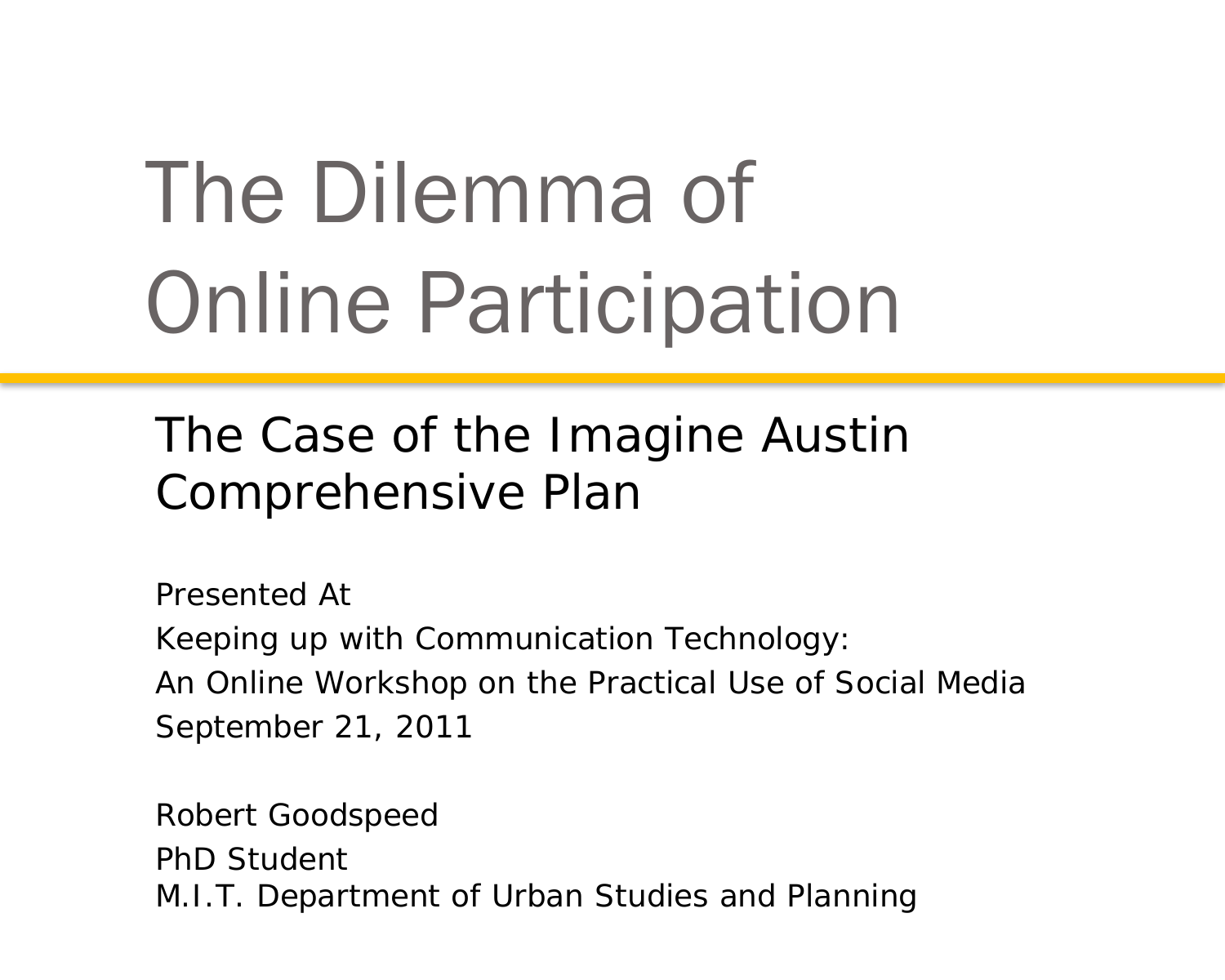# The Dilemma of Online Participation

## The Case of the Imagine Austin Comprehensive Plan

Presented At
Keeping up with Communication Technology:
An Online Workshop on the Practical Use of Social Media
September 21, 2011

Robert Goodspeed
PhD Student
M.I.T. Department of Urban Studies and Planning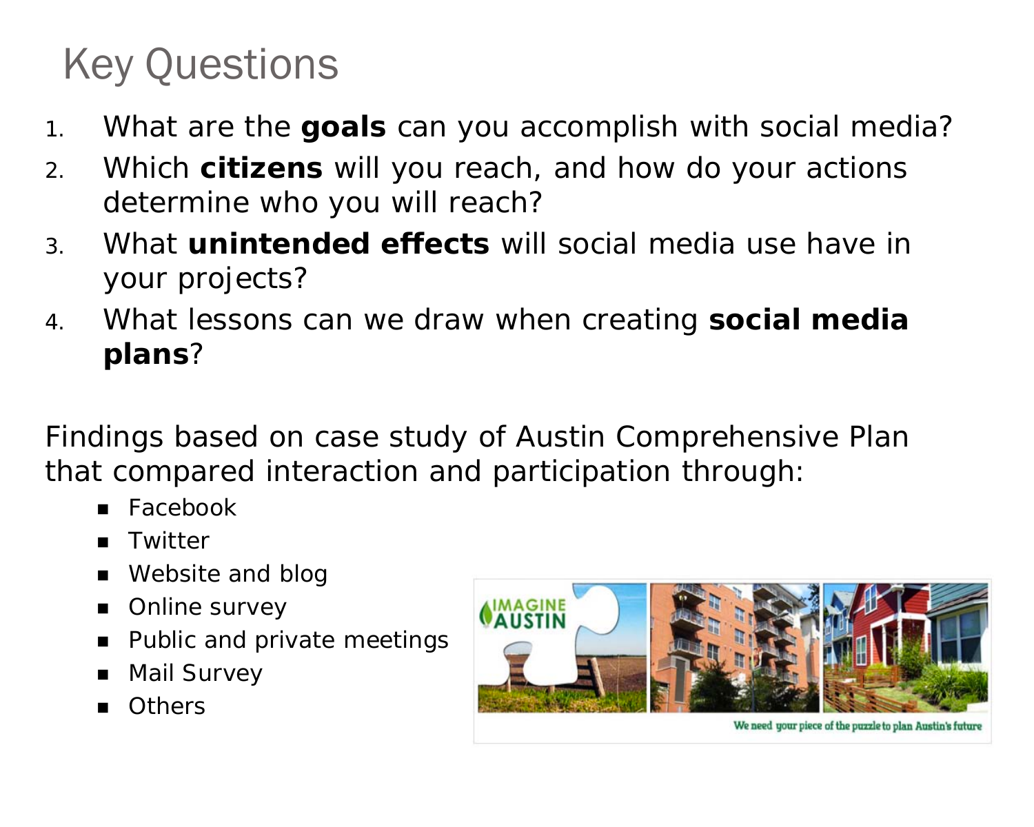# Key Questions

1. What are the **goals** can you accomplish with social media?
2. Which **citizens** will you reach, and how do your actions determine who you will reach?
3. What **unintended effects** will social media use have in your projects?
4. What lessons can we draw when creating **social media plans**?

Findings based on case study of Austin Comprehensive Plan that compared interaction and participation through:

- Facebook
- Twitter
- Website and blog
- Online survey
- Public and private meetings
- Mail Survey
- Others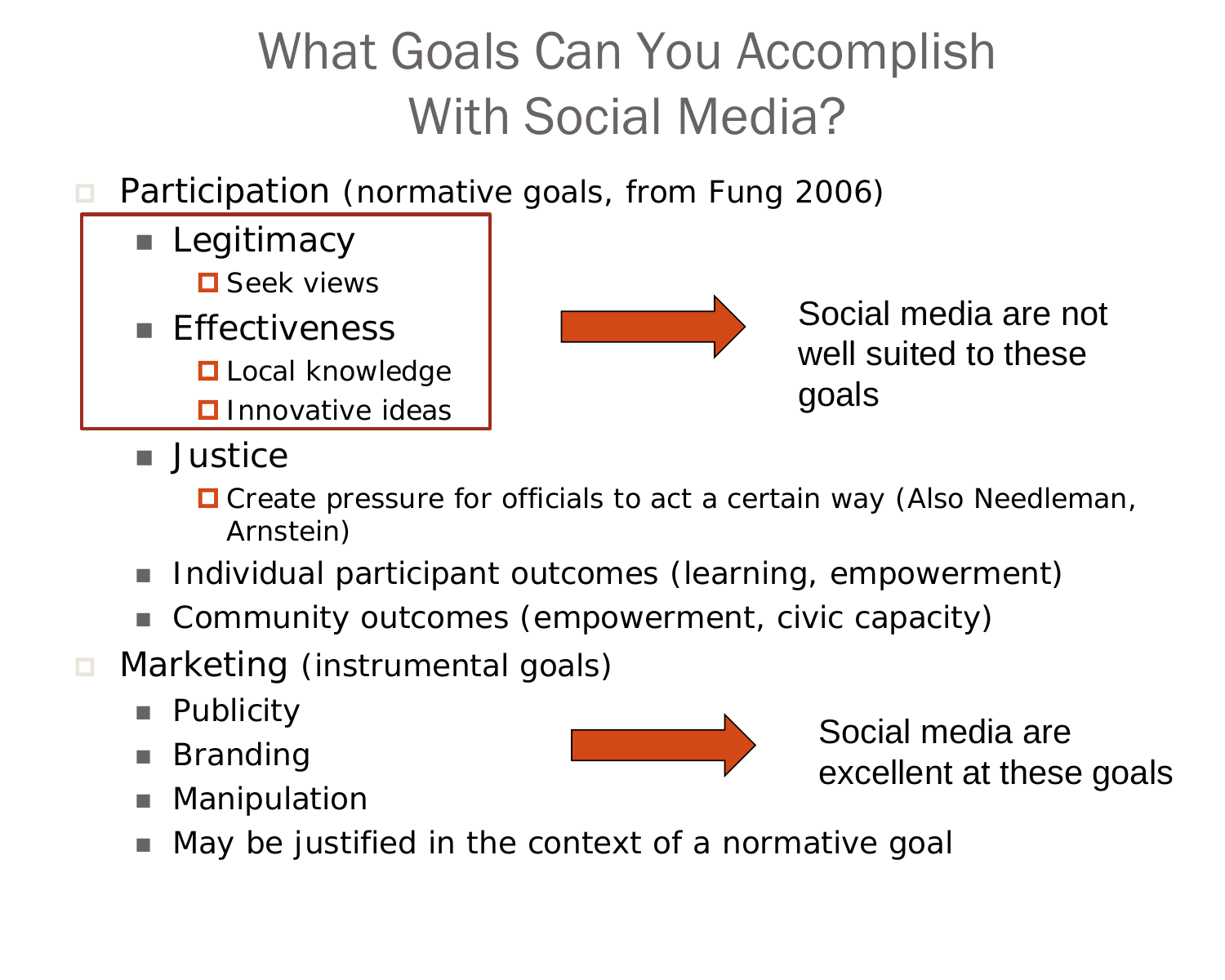# What Goals Can You Accomplish With Social Media?

- Participation (normative goals, from Fung 2006)
  - Legitimacy
    - Seek views
  - Effectiveness
    - Local knowledge
    - Innovative ideas
  - Justice
    - Create pressure for officials to act a certain way (Also Needleman, Arnstein)
  - Individual participant outcomes (learning, empowerment)
  - Community outcomes (empowerment, civic capacity)

→ Social media are not well suited to these goals

- Marketing (instrumental goals)
  - Publicity
  - Branding
  - Manipulation
  - May be justified in the context of a normative goal

→ Social media are excellent at these goals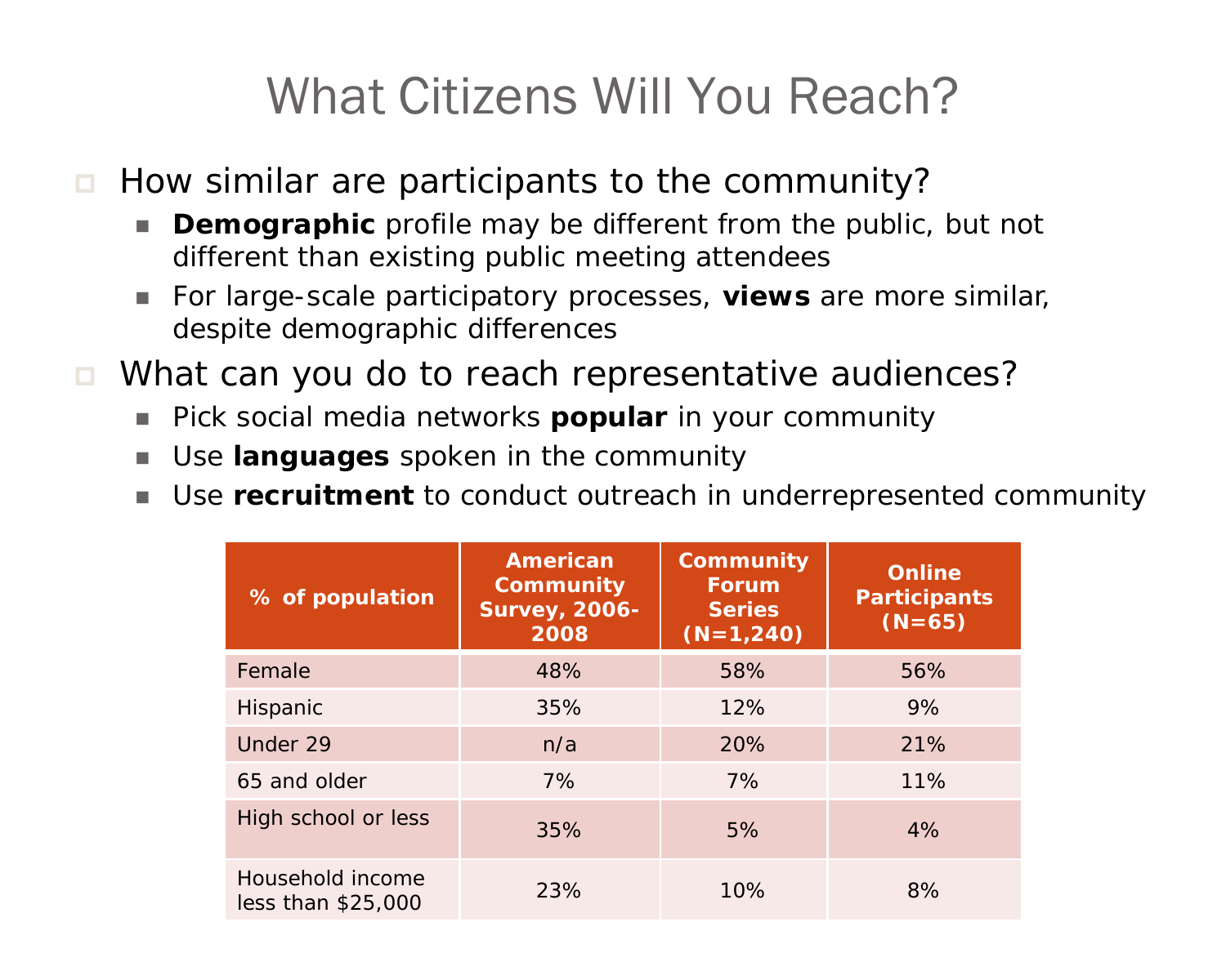# What Citizens Will You Reach?

- How similar are participants to the community?
  - **Demographic** profile may be different from the public, but not different than existing public meeting attendees
  - For large-scale participatory processes, **views** are more similar, despite demographic differences
- What can you do to reach representative audiences?
  - Pick social media networks **popular** in your community
  - Use **languages** spoken in the community
  - Use **recruitment** to conduct outreach in underrepresented community

| % of population | American Community Survey, 2006-2008 | Community Forum Series (N=1,240) | Online Participants (N=65) |
|---|---|---|---|
| Female | 48% | 58% | 56% |
| Hispanic | 35% | 12% | 9% |
| Under 29 | n/a | 20% | 21% |
| 65 and older | 7% | 7% | 11% |
| High school or less | 35% | 5% | 4% |
| Household income less than $25,000 | 23% | 10% | 8% |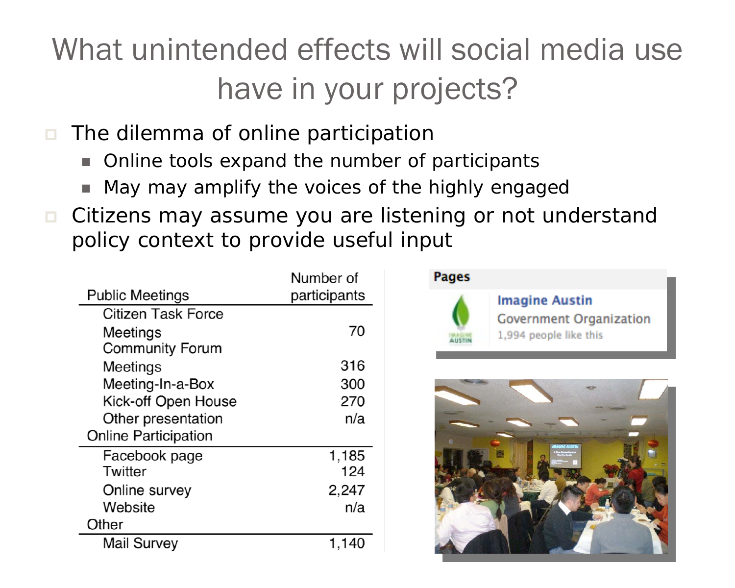# What unintended effects will social media use have in your projects?

- The dilemma of online participation
  - Online tools expand the number of participants
  - May may amplify the voices of the highly engaged
- Citizens may assume you are listening or not understand policy context to provide useful input

| Public Meetings | Number of participants |
|---|---|
| Citizen Task Force Meetings | 70 |
| Community Forum Meetings | 316 |
| Meeting-In-a-Box | 300 |
| Kick-off Open House | 270 |
| Other presentation | n/a |
| **Online Participation** | |
| Facebook page | 1,185 |
| Twitter | 124 |
| Online survey | 2,247 |
| Website | n/a |
| **Other** | |
| Mail Survey | 1,140 |

**Pages**

Imagine Austin
Government Organization
1,994 people like this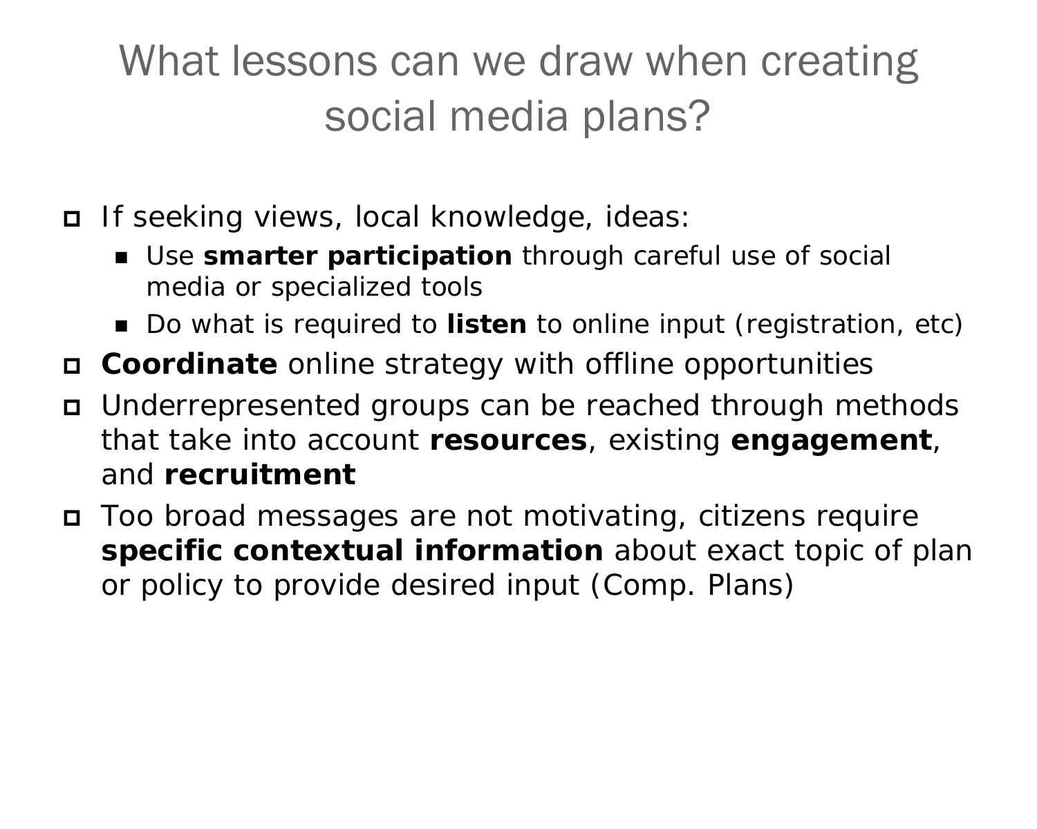# What lessons can we draw when creating social media plans?

- If seeking views, local knowledge, ideas:
  - Use **smarter participation** through careful use of social media or specialized tools
  - Do what is required to **listen** to online input (registration, etc)
- **Coordinate** online strategy with offline opportunities
- Underrepresented groups can be reached through methods that take into account **resources**, existing **engagement**, and **recruitment**
- Too broad messages are not motivating, citizens require **specific contextual information** about exact topic of plan or policy to provide desired input (Comp. Plans)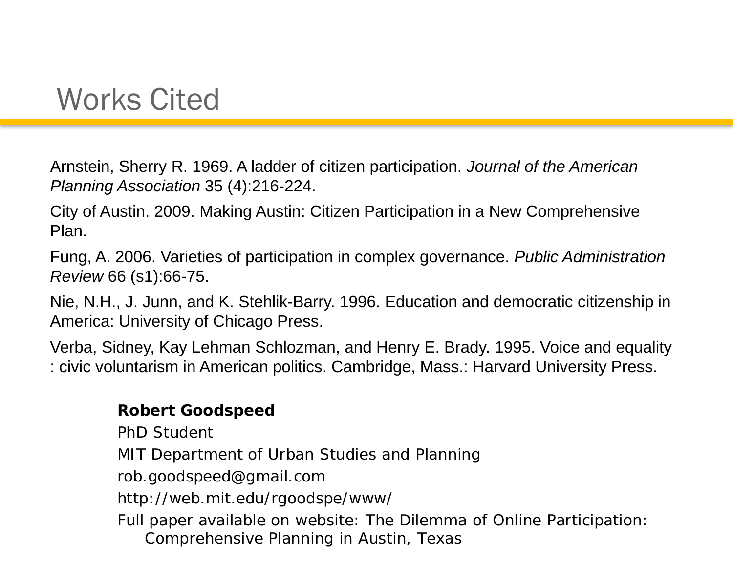# Works Cited

Arnstein, Sherry R. 1969. A ladder of citizen participation. *Journal of the American Planning Association* 35 (4):216-224.

City of Austin. 2009. Making Austin: Citizen Participation in a New Comprehensive Plan.

Fung, A. 2006. Varieties of participation in complex governance. *Public Administration Review* 66 (s1):66-75.

Nie, N.H., J. Junn, and K. Stehlik-Barry. 1996. Education and democratic citizenship in America: University of Chicago Press.

Verba, Sidney, Kay Lehman Schlozman, and Henry E. Brady. 1995. Voice and equality : civic voluntarism in American politics. Cambridge, Mass.: Harvard University Press.

**Robert Goodspeed**

PhD Student

MIT Department of Urban Studies and Planning

rob.goodspeed@gmail.com

http://web.mit.edu/rgoodspe/www/

Full paper available on website: The Dilemma of Online Participation: Comprehensive Planning in Austin, Texas